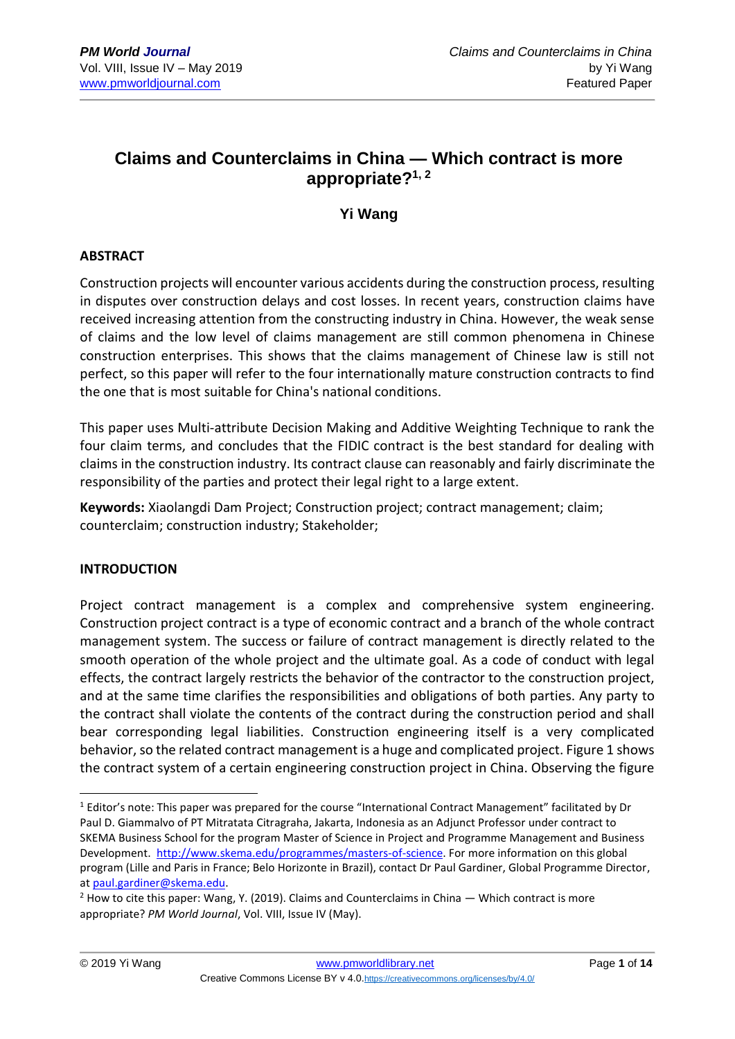# Claims and Counterclaims in China — Which contract is more appropriate?[1, 2]

### Yi Wang

## ABSTRACT

Construction projects will encounter various accidents during the construction process, resulting in disputes over construction delays and cost losses. In recent years, construction claims have received increasing attention from the constructing industry in China. However, the weak sense of claims and the low level of claims management are still common phenomena in Chinese construction enterprises. This shows that the claims management of Chinese law is still not perfect, so this paper will refer to the four internationally mature construction contracts to find the one that is most suitable for China's national conditions.

This paper uses Multi-attribute Decision Making and Additive Weighting Technique to rank the four claim terms, and concludes that the FIDIC contract is the best standard for dealing with claims in the construction industry. Its contract clause can reasonably and fairly discriminate the responsibility of the parties and protect their legal right to a large extent.

**Keywords:** Xiaolangdi Dam Project; Construction project; contract management; claim; counterclaim; construction industry; Stakeholder;

## INTRODUCTION

Project contract management is a complex and comprehensive system engineering. Construction project contract is a type of economic contract and a branch of the whole contract management system. The success or failure of contract management is directly related to the smooth operation of the whole project and the ultimate goal. As a code of conduct with legal effects, the contract largely restricts the behavior of the contractor to the construction project, and at the same time clarifies the responsibilities and obligations of both parties. Any party to the contract shall violate the contents of the contract during the construction period and shall bear corresponding legal liabilities. Construction engineering itself is a very complicated behavior, so the related contract management is a huge and complicated project. Figure 1 shows the contract system of a certain engineering construction project in China. Observing the figure

---

[1] Editor's note: This paper was prepared for the course "International Contract Management" facilitated by Dr Paul D. Giammalvo of PT Mitratata Citragraha, Jakarta, Indonesia as an Adjunct Professor under contract to SKEMA Business School for the program Master of Science in Project and Programme Management and Business Development. http://www.skema.edu/programmes/masters-of-science. For more information on this global program (Lille and Paris in France; Belo Horizonte in Brazil), contact Dr Paul Gardiner, Global Programme Director, at paul.gardiner@skema.edu.

[2] How to cite this paper: Wang, Y. (2019). Claims and Counterclaims in China — Which contract is more appropriate? *PM World Journal*, Vol. VIII, Issue IV (May).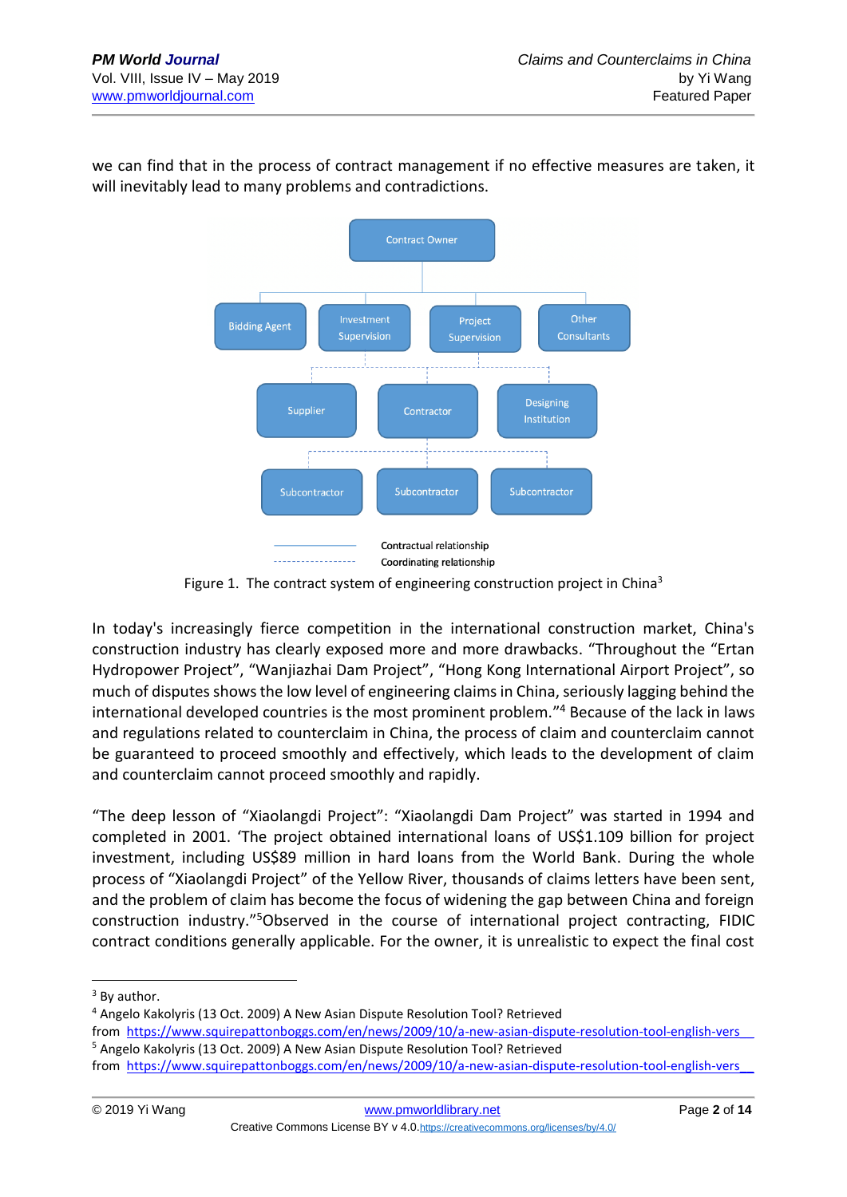we can find that in the process of contract management if no effective measures are taken, it will inevitably lead to many problems and contradictions.

Contract Owner

Bidding Agent | Investment Supervision | Project Supervision | Other Consultants

Supplier | Contractor | Designing Institution

Subcontractor | Subcontractor | Subcontractor

Contractual relationship
Coordinating relationship

Figure 1. The contract system of engineering construction project in China[3]

In today's increasingly fierce competition in the international construction market, China's construction industry has clearly exposed more and more drawbacks. "Throughout the "Ertan Hydropower Project", "Wanjiazhai Dam Project", "Hong Kong International Airport Project", so much of disputes shows the low level of engineering claims in China, seriously lagging behind the international developed countries is the most prominent problem."[4] Because of the lack in laws and regulations related to counterclaim in China, the process of claim and counterclaim cannot be guaranteed to proceed smoothly and effectively, which leads to the development of claim and counterclaim cannot proceed smoothly and rapidly.

"The deep lesson of "Xiaolangdi Project": "Xiaolangdi Dam Project" was started in 1994 and completed in 2001. 'The project obtained international loans of US$1.109 billion for project investment, including US$89 million in hard loans from the World Bank. During the whole process of "Xiaolangdi Project" of the Yellow River, thousands of claims letters have been sent, and the problem of claim has become the focus of widening the gap between China and foreign construction industry."[5]Observed in the course of international project contracting, FIDIC contract conditions generally applicable. For the owner, it is unrealistic to expect the final cost

---

[3] By author.

[4] Angelo Kakolyris (13 Oct. 2009) A New Asian Dispute Resolution Tool? Retrieved from https://www.squirepattonboggs.com/en/news/2009/10/a-new-asian-dispute-resolution-tool-english-vers

[5] Angelo Kakolyris (13 Oct. 2009) A New Asian Dispute Resolution Tool? Retrieved from https://www.squirepattonboggs.com/en/news/2009/10/a-new-asian-dispute-resolution-tool-english-vers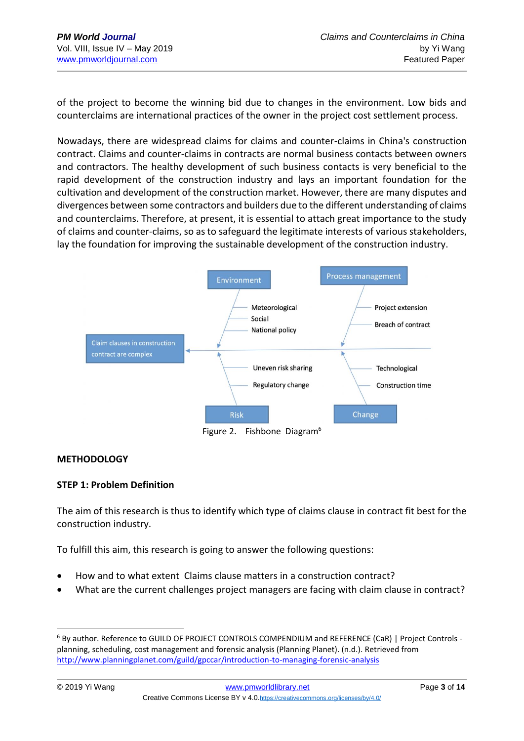of the project to become the winning bid due to changes in the environment. Low bids and counterclaims are international practices of the owner in the project cost settlement process.

Nowadays, there are widespread claims for claims and counter-claims in China's construction contract. Claims and counter-claims in contracts are normal business contacts between owners and contractors. The healthy development of such business contacts is very beneficial to the rapid development of the construction industry and lays an important foundation for the cultivation and development of the construction market. However, there are many disputes and divergences between some contractors and builders due to the different understanding of claims and counterclaims. Therefore, at present, it is essential to attach great importance to the study of claims and counter-claims, so as to safeguard the legitimate interests of various stakeholders, lay the foundation for improving the sustainable development of the construction industry.

Environment: Meteorological; Social; National policy

Process management: Project extension; Breach of contract

Risk: Uneven risk sharing; Regulatory change

Change: Technological; Construction time

Claim clauses in construction contract are complex

Figure 2. Fishbone Diagram[6]

## METHODOLOGY

### STEP 1: Problem Definition

The aim of this research is thus to identify which type of claims clause in contract fit best for the construction industry.

To fulfill this aim, this research is going to answer the following questions:

- How and to what extent Claims clause matters in a construction contract?
- What are the current challenges project managers are facing with claim clause in contract?

[6] By author. Reference to GUILD OF PROJECT CONTROLS COMPENDIUM and REFERENCE (CaR) | Project Controls - planning, scheduling, cost management and forensic analysis (Planning Planet). (n.d.). Retrieved from http://www.planningplanet.com/guild/gpccar/introduction-to-managing-forensic-analysis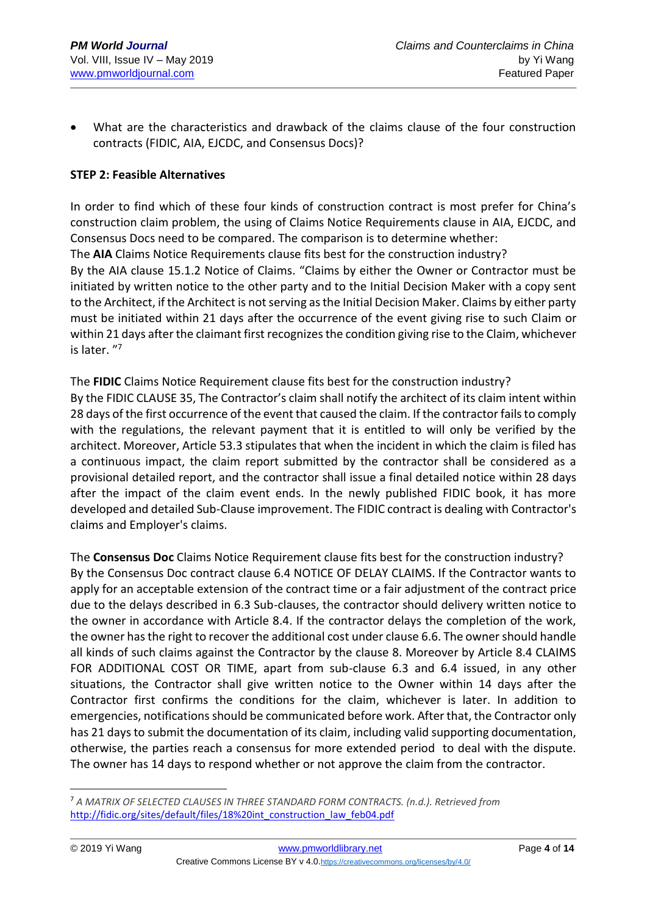- What are the characteristics and drawback of the claims clause of the four construction contracts (FIDIC, AIA, EJCDC, and Consensus Docs)?

**STEP 2: Feasible Alternatives**

In order to find which of these four kinds of construction contract is most prefer for China's construction claim problem, the using of Claims Notice Requirements clause in AIA, EJCDC, and Consensus Docs need to be compared. The comparison is to determine whether:

The **AIA** Claims Notice Requirements clause fits best for the construction industry?

By the AIA clause 15.1.2 Notice of Claims. "Claims by either the Owner or Contractor must be initiated by written notice to the other party and to the Initial Decision Maker with a copy sent to the Architect, if the Architect is not serving as the Initial Decision Maker. Claims by either party must be initiated within 21 days after the occurrence of the event giving rise to such Claim or within 21 days after the claimant first recognizes the condition giving rise to the Claim, whichever is later. "[7]

The **FIDIC** Claims Notice Requirement clause fits best for the construction industry?

By the FIDIC CLAUSE 35, The Contractor's claim shall notify the architect of its claim intent within 28 days of the first occurrence of the event that caused the claim. If the contractor fails to comply with the regulations, the relevant payment that it is entitled to will only be verified by the architect. Moreover, Article 53.3 stipulates that when the incident in which the claim is filed has a continuous impact, the claim report submitted by the contractor shall be considered as a provisional detailed report, and the contractor shall issue a final detailed notice within 28 days after the impact of the claim event ends. In the newly published FIDIC book, it has more developed and detailed Sub-Clause improvement. The FIDIC contract is dealing with Contractor's claims and Employer's claims.

The **Consensus Doc** Claims Notice Requirement clause fits best for the construction industry?

By the Consensus Doc contract clause 6.4 NOTICE OF DELAY CLAIMS. If the Contractor wants to apply for an acceptable extension of the contract time or a fair adjustment of the contract price due to the delays described in 6.3 Sub-clauses, the contractor should delivery written notice to the owner in accordance with Article 8.4. If the contractor delays the completion of the work, the owner has the right to recover the additional cost under clause 6.6. The owner should handle all kinds of such claims against the Contractor by the clause 8. Moreover by Article 8.4 CLAIMS FOR ADDITIONAL COST OR TIME, apart from sub-clause 6.3 and 6.4 issued, in any other situations, the Contractor shall give written notice to the Owner within 14 days after the Contractor first confirms the conditions for the claim, whichever is later. In addition to emergencies, notifications should be communicated before work. After that, the Contractor only has 21 days to submit the documentation of its claim, including valid supporting documentation, otherwise, the parties reach a consensus for more extended period to deal with the dispute. The owner has 14 days to respond whether or not approve the claim from the contractor.

---

[7] *A MATRIX OF SELECTED CLAUSES IN THREE STANDARD FORM CONTRACTS. (n.d.). Retrieved from* http://fidic.org/sites/default/files/18%20int_construction_law_feb04.pdf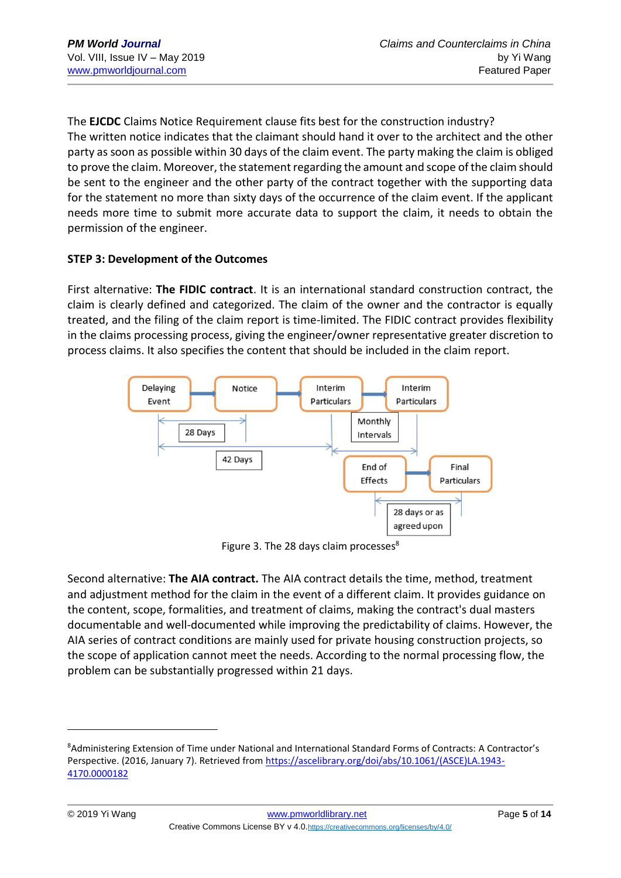The **EJCDC** Claims Notice Requirement clause fits best for the construction industry?
The written notice indicates that the claimant should hand it over to the architect and the other party as soon as possible within 30 days of the claim event. The party making the claim is obliged to prove the claim. Moreover, the statement regarding the amount and scope of the claim should be sent to the engineer and the other party of the contract together with the supporting data for the statement no more than sixty days of the occurrence of the claim event. If the applicant needs more time to submit more accurate data to support the claim, it needs to obtain the permission of the engineer.

**STEP 3: Development of the Outcomes**

First alternative: **The FIDIC contract**. It is an international standard construction contract, the claim is clearly defined and categorized. The claim of the owner and the contractor is equally treated, and the filing of the claim report is time-limited. The FIDIC contract provides flexibility in the claims processing process, giving the engineer/owner representative greater discretion to process claims. It also specifies the content that should be included in the claim report.

Delaying Event → Notice → Interim Particulars → Interim Particulars

28 Days | 42 Days | Monthly Intervals

End of Effects → Final Particulars

28 days or as agreed upon

Figure 3. The 28 days claim processes[8]

Second alternative: **The AIA contract.** The AIA contract details the time, method, treatment and adjustment method for the claim in the event of a different claim. It provides guidance on the content, scope, formalities, and treatment of claims, making the contract's dual masters documentable and well-documented while improving the predictability of claims. However, the AIA series of contract conditions are mainly used for private housing construction projects, so the scope of application cannot meet the needs. According to the normal processing flow, the problem can be substantially progressed within 21 days.

---

[8]Administering Extension of Time under National and International Standard Forms of Contracts: A Contractor's Perspective. (2016, January 7). Retrieved from https://ascelibrary.org/doi/abs/10.1061/(ASCE)LA.1943-4170.0000182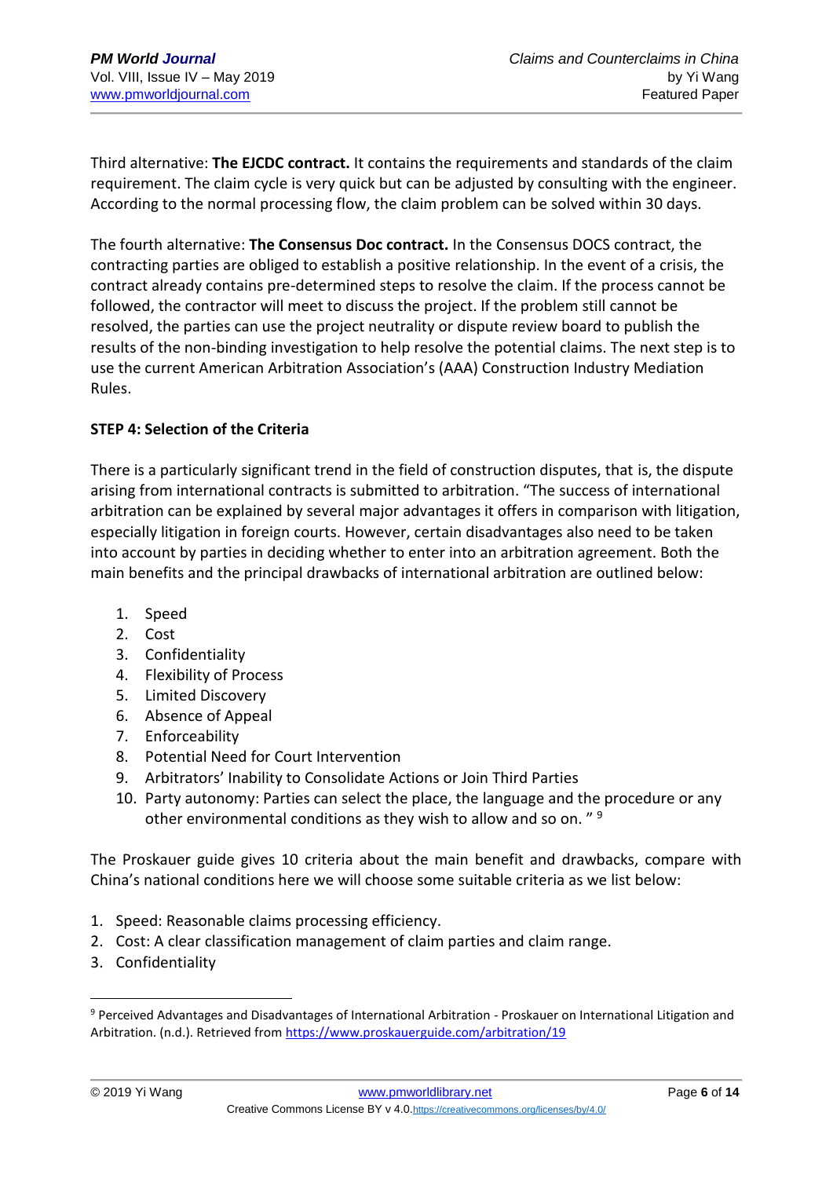Third alternative: **The EJCDC contract.** It contains the requirements and standards of the claim requirement. The claim cycle is very quick but can be adjusted by consulting with the engineer. According to the normal processing flow, the claim problem can be solved within 30 days.

The fourth alternative: **The Consensus Doc contract.** In the Consensus DOCS contract, the contracting parties are obliged to establish a positive relationship. In the event of a crisis, the contract already contains pre-determined steps to resolve the claim. If the process cannot be followed, the contractor will meet to discuss the project. If the problem still cannot be resolved, the parties can use the project neutrality or dispute review board to publish the results of the non-binding investigation to help resolve the potential claims. The next step is to use the current American Arbitration Association's (AAA) Construction Industry Mediation Rules.

**STEP 4: Selection of the Criteria**

There is a particularly significant trend in the field of construction disputes, that is, the dispute arising from international contracts is submitted to arbitration. "The success of international arbitration can be explained by several major advantages it offers in comparison with litigation, especially litigation in foreign courts. However, certain disadvantages also need to be taken into account by parties in deciding whether to enter into an arbitration agreement. Both the main benefits and the principal drawbacks of international arbitration are outlined below:

1. Speed
2. Cost
3. Confidentiality
4. Flexibility of Process
5. Limited Discovery
6. Absence of Appeal
7. Enforceability
8. Potential Need for Court Intervention
9. Arbitrators' Inability to Consolidate Actions or Join Third Parties
10. Party autonomy: Parties can select the place, the language and the procedure or any other environmental conditions as they wish to allow and so on. " [9]

The Proskauer guide gives 10 criteria about the main benefit and drawbacks, compare with China's national conditions here we will choose some suitable criteria as we list below:

1. Speed: Reasonable claims processing efficiency.
2. Cost: A clear classification management of claim parties and claim range.
3. Confidentiality

---

[9] Perceived Advantages and Disadvantages of International Arbitration - Proskauer on International Litigation and Arbitration. (n.d.). Retrieved from https://www.proskauerguide.com/arbitration/19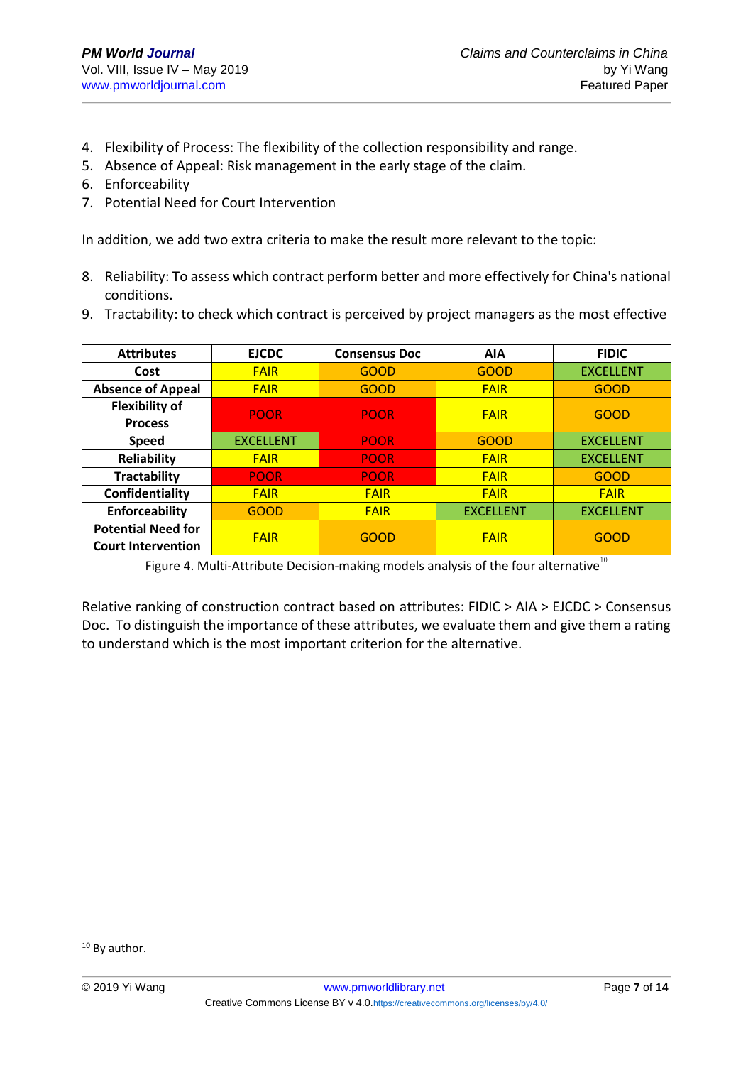4. Flexibility of Process: The flexibility of the collection responsibility and range.
5. Absence of Appeal: Risk management in the early stage of the claim.
6. Enforceability
7. Potential Need for Court Intervention

In addition, we add two extra criteria to make the result more relevant to the topic:

8. Reliability: To assess which contract perform better and more effectively for China's national conditions.
9. Tractability: to check which contract is perceived by project managers as the most effective

| Attributes | EJCDC | Consensus Doc | AIA | FIDIC |
|---|---|---|---|---|
| Cost | FAIR | GOOD | GOOD | EXCELLENT |
| Absence of Appeal | FAIR | GOOD | FAIR | GOOD |
| Flexibility of Process | POOR | POOR | FAIR | GOOD |
| Speed | EXCELLENT | POOR | GOOD | EXCELLENT |
| Reliability | FAIR | POOR | FAIR | EXCELLENT |
| Tractability | POOR | POOR | FAIR | GOOD |
| Confidentiality | FAIR | FAIR | FAIR | FAIR |
| Enforceability | GOOD | FAIR | EXCELLENT | EXCELLENT |
| Potential Need for Court Intervention | FAIR | GOOD | FAIR | GOOD |

Figure 4. Multi-Attribute Decision-making models analysis of the four alternative[10]

Relative ranking of construction contract based on attributes: FIDIC > AIA > EJCDC > Consensus Doc. To distinguish the importance of these attributes, we evaluate them and give them a rating to understand which is the most important criterion for the alternative.

[10] By author.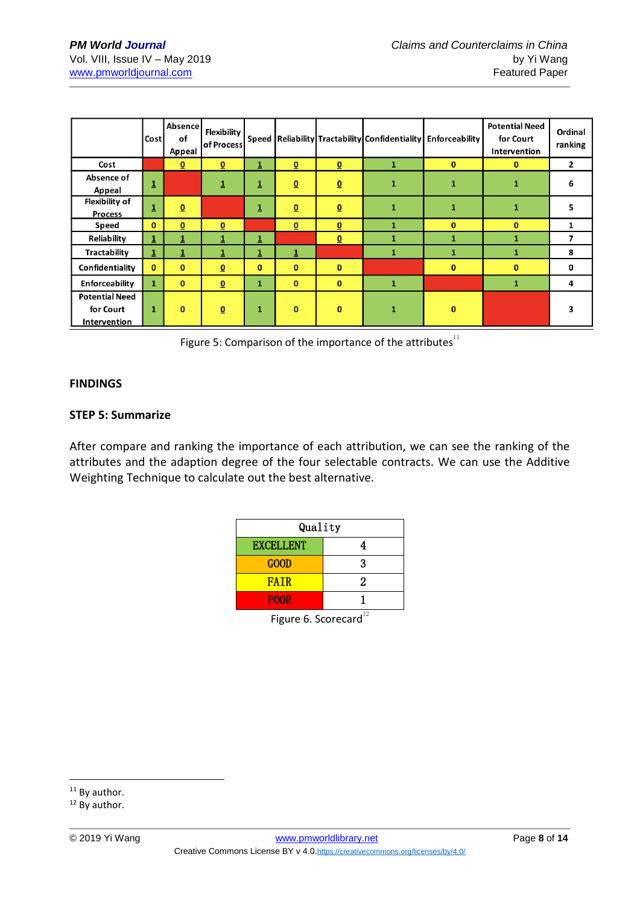| | Cost | Absence of Appeal | Flexibility of Process | Speed | Reliability | Tractability | Confidentiality | Enforceability | Potential Need for Court Intervention | Ordinal ranking |
|---|---|---|---|---|---|---|---|---|---|---|
| Cost | | 0 | 0 | 1 | 0 | 0 | 1 | 0 | 0 | 2 |
| Absence of Appeal | 1 | | 1 | 1 | 0 | 0 | 1 | 1 | 1 | 6 |
| Flexibility of Process | 1 | 0 | | 1 | 0 | 0 | 1 | 1 | 1 | 5 |
| Speed | 0 | 0 | 0 | | 0 | 0 | 1 | 0 | 0 | 1 |
| Reliability | 1 | 1 | 1 | 1 | | 0 | 1 | 1 | 1 | 7 |
| Tractability | 1 | 1 | 1 | 1 | 1 | | 1 | 1 | 1 | 8 |
| Confidentiality | 0 | 0 | 0 | 0 | 0 | 0 | | 0 | 0 | 0 |
| Enforceability | 1 | 0 | 0 | 1 | 0 | 0 | 1 | | 1 | 4 |
| Potential Need for Court Intervention | 1 | 0 | 0 | 1 | 0 | 0 | 1 | 0 | | 3 |

Figure 5: Comparison of the importance of the attributes[11]

## FINDINGS

### STEP 5: Summarize

After compare and ranking the importance of each attribution, we can see the ranking of the attributes and the adaption degree of the four selectable contracts. We can use the Additive Weighting Technique to calculate out the best alternative.

| Quality | |
|---|---|
| EXCELLENT | 4 |
| GOOD | 3 |
| FAIR | 2 |
| POOR | 1 |

Figure 6. Scorecard[12]

[11] By author.

[12] By author.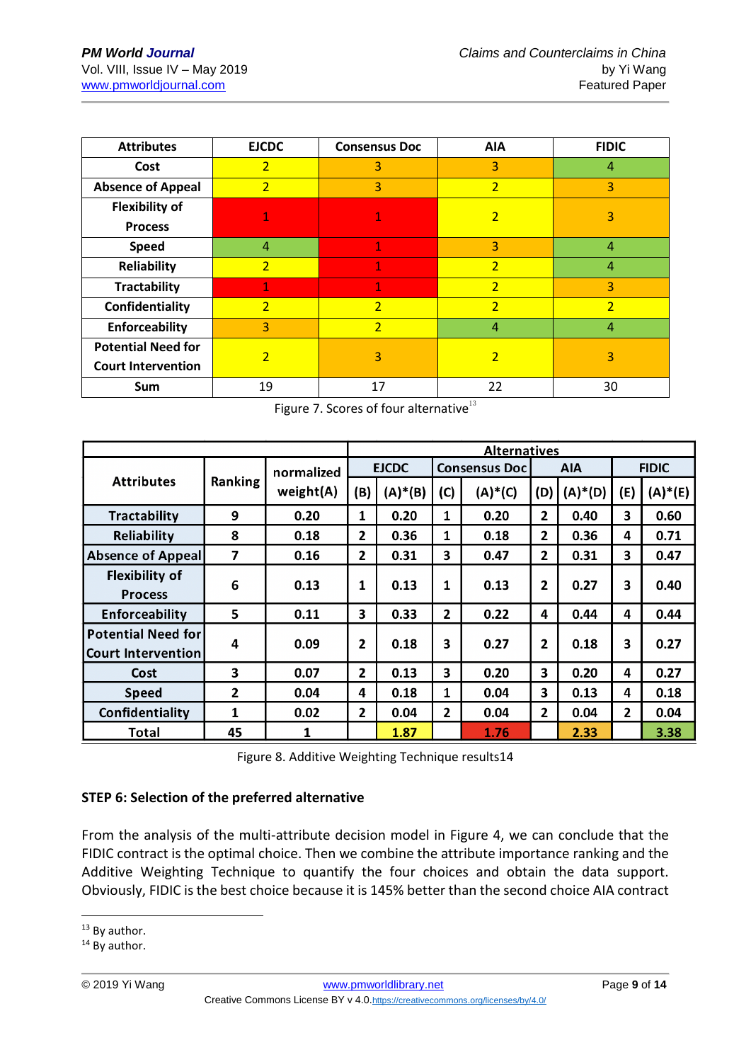| Attributes | EJCDC | Consensus Doc | AIA | FIDIC |
|---|---|---|---|---|
| Cost | 2 | 3 | 3 | 4 |
| Absence of Appeal | 2 | 3 | 2 | 3 |
| Flexibility of Process | 1 | 1 | 2 | 3 |
| Speed | 4 | 1 | 3 | 4 |
| Reliability | 2 | 1 | 2 | 4 |
| Tractability | 1 | 1 | 2 | 3 |
| Confidentiality | 2 | 2 | 2 | 2 |
| Enforceability | 3 | 2 | 4 | 4 |
| Potential Need for Court Intervention | 2 | 3 | 2 | 3 |
| Sum | 19 | 17 | 22 | 30 |

Figure 7. Scores of four alternative[13]

| Attributes | Ranking | normalized weight(A) | Alternatives | | | | | | | |
|---|---|---|---|---|---|---|---|---|---|---|
| | | | EJCDC | | Consensus Doc | | AIA | | FIDIC | |
| | | | (B) | (A)*(B) | (C) | (A)*(C) | (D) | (A)*(D) | (E) | (A)*(E) |
| Tractability | 9 | 0.20 | 1 | 0.20 | 1 | 0.20 | 2 | 0.40 | 3 | 0.60 |
| Reliability | 8 | 0.18 | 2 | 0.36 | 1 | 0.18 | 2 | 0.36 | 4 | 0.71 |
| Absence of Appeal | 7 | 0.16 | 2 | 0.31 | 3 | 0.47 | 2 | 0.31 | 3 | 0.47 |
| Flexibility of Process | 6 | 0.13 | 1 | 0.13 | 1 | 0.13 | 2 | 0.27 | 3 | 0.40 |
| Enforceability | 5 | 0.11 | 3 | 0.33 | 2 | 0.22 | 4 | 0.44 | 4 | 0.44 |
| Potential Need for Court Intervention | 4 | 0.09 | 2 | 0.18 | 3 | 0.27 | 2 | 0.18 | 3 | 0.27 |
| Cost | 3 | 0.07 | 2 | 0.13 | 3 | 0.20 | 3 | 0.20 | 4 | 0.27 |
| Speed | 2 | 0.04 | 4 | 0.18 | 1 | 0.04 | 3 | 0.13 | 4 | 0.18 |
| Confidentiality | 1 | 0.02 | 2 | 0.04 | 2 | 0.04 | 2 | 0.04 | 2 | 0.04 |
| Total | 45 | 1 | | 1.87 | | 1.76 | | 2.33 | | 3.38 |

Figure 8. Additive Weighting Technique results14

**STEP 6: Selection of the preferred alternative**

From the analysis of the multi-attribute decision model in Figure 4, we can conclude that the FIDIC contract is the optimal choice. Then we combine the attribute importance ranking and the Additive Weighting Technique to quantify the four choices and obtain the data support. Obviously, FIDIC is the best choice because it is 145% better than the second choice AIA contract

[13] By author.

[14] By author.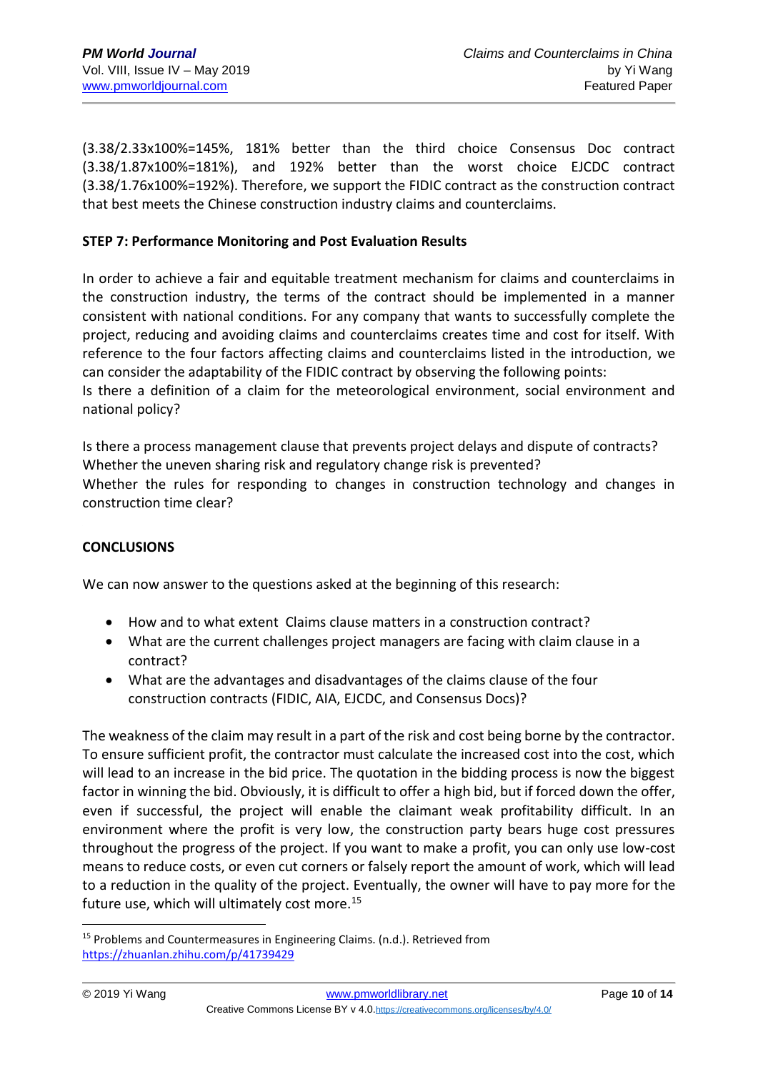(3.38/2.33x100%=145%, 181% better than the third choice Consensus Doc contract (3.38/1.87x100%=181%), and 192% better than the worst choice EJCDC contract (3.38/1.76x100%=192%). Therefore, we support the FIDIC contract as the construction contract that best meets the Chinese construction industry claims and counterclaims.

**STEP 7: Performance Monitoring and Post Evaluation Results**

In order to achieve a fair and equitable treatment mechanism for claims and counterclaims in the construction industry, the terms of the contract should be implemented in a manner consistent with national conditions. For any company that wants to successfully complete the project, reducing and avoiding claims and counterclaims creates time and cost for itself. With reference to the four factors affecting claims and counterclaims listed in the introduction, we can consider the adaptability of the FIDIC contract by observing the following points:
Is there a definition of a claim for the meteorological environment, social environment and national policy?

Is there a process management clause that prevents project delays and dispute of contracts?
Whether the uneven sharing risk and regulatory change risk is prevented?
Whether the rules for responding to changes in construction technology and changes in construction time clear?

## CONCLUSIONS

We can now answer to the questions asked at the beginning of this research:

- How and to what extent Claims clause matters in a construction contract?
- What are the current challenges project managers are facing with claim clause in a contract?
- What are the advantages and disadvantages of the claims clause of the four construction contracts (FIDIC, AIA, EJCDC, and Consensus Docs)?

The weakness of the claim may result in a part of the risk and cost being borne by the contractor. To ensure sufficient profit, the contractor must calculate the increased cost into the cost, which will lead to an increase in the bid price. The quotation in the bidding process is now the biggest factor in winning the bid. Obviously, it is difficult to offer a high bid, but if forced down the offer, even if successful, the project will enable the claimant weak profitability difficult. In an environment where the profit is very low, the construction party bears huge cost pressures throughout the progress of the project. If you want to make a profit, you can only use low-cost means to reduce costs, or even cut corners or falsely report the amount of work, which will lead to a reduction in the quality of the project. Eventually, the owner will have to pay more for the future use, which will ultimately cost more.[15]

---

[15] Problems and Countermeasures in Engineering Claims. (n.d.). Retrieved from https://zhuanlan.zhihu.com/p/41739429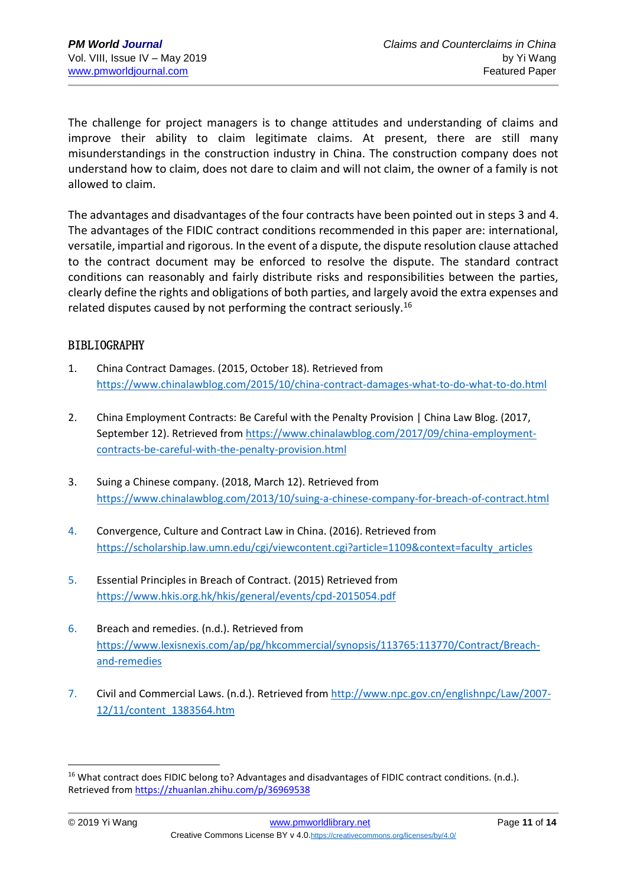The challenge for project managers is to change attitudes and understanding of claims and improve their ability to claim legitimate claims. At present, there are still many misunderstandings in the construction industry in China. The construction company does not understand how to claim, does not dare to claim and will not claim, the owner of a family is not allowed to claim.

The advantages and disadvantages of the four contracts have been pointed out in steps 3 and 4. The advantages of the FIDIC contract conditions recommended in this paper are: international, versatile, impartial and rigorous. In the event of a dispute, the dispute resolution clause attached to the contract document may be enforced to resolve the dispute. The standard contract conditions can reasonably and fairly distribute risks and responsibilities between the parties, clearly define the rights and obligations of both parties, and largely avoid the extra expenses and related disputes caused by not performing the contract seriously.[16]

## BIBLIOGRAPHY

1. China Contract Damages. (2015, October 18). Retrieved from https://www.chinalawblog.com/2015/10/china-contract-damages-what-to-do-what-to-do.html

2. China Employment Contracts: Be Careful with the Penalty Provision | China Law Blog. (2017, September 12). Retrieved from https://www.chinalawblog.com/2017/09/china-employment-contracts-be-careful-with-the-penalty-provision.html

3. Suing a Chinese company. (2018, March 12). Retrieved from https://www.chinalawblog.com/2013/10/suing-a-chinese-company-for-breach-of-contract.html

4. Convergence, Culture and Contract Law in China. (2016). Retrieved from https://scholarship.law.umn.edu/cgi/viewcontent.cgi?article=1109&context=faculty_articles

5. Essential Principles in Breach of Contract. (2015) Retrieved from https://www.hkis.org.hk/hkis/general/events/cpd-2015054.pdf

6. Breach and remedies. (n.d.). Retrieved from https://www.lexisnexis.com/ap/pg/hkcommercial/synopsis/113765:113770/Contract/Breach-and-remedies

7. Civil and Commercial Laws. (n.d.). Retrieved from http://www.npc.gov.cn/englishnpc/Law/2007-12/11/content_1383564.htm

---

[16] What contract does FIDIC belong to? Advantages and disadvantages of FIDIC contract conditions. (n.d.). Retrieved from https://zhuanlan.zhihu.com/p/36969538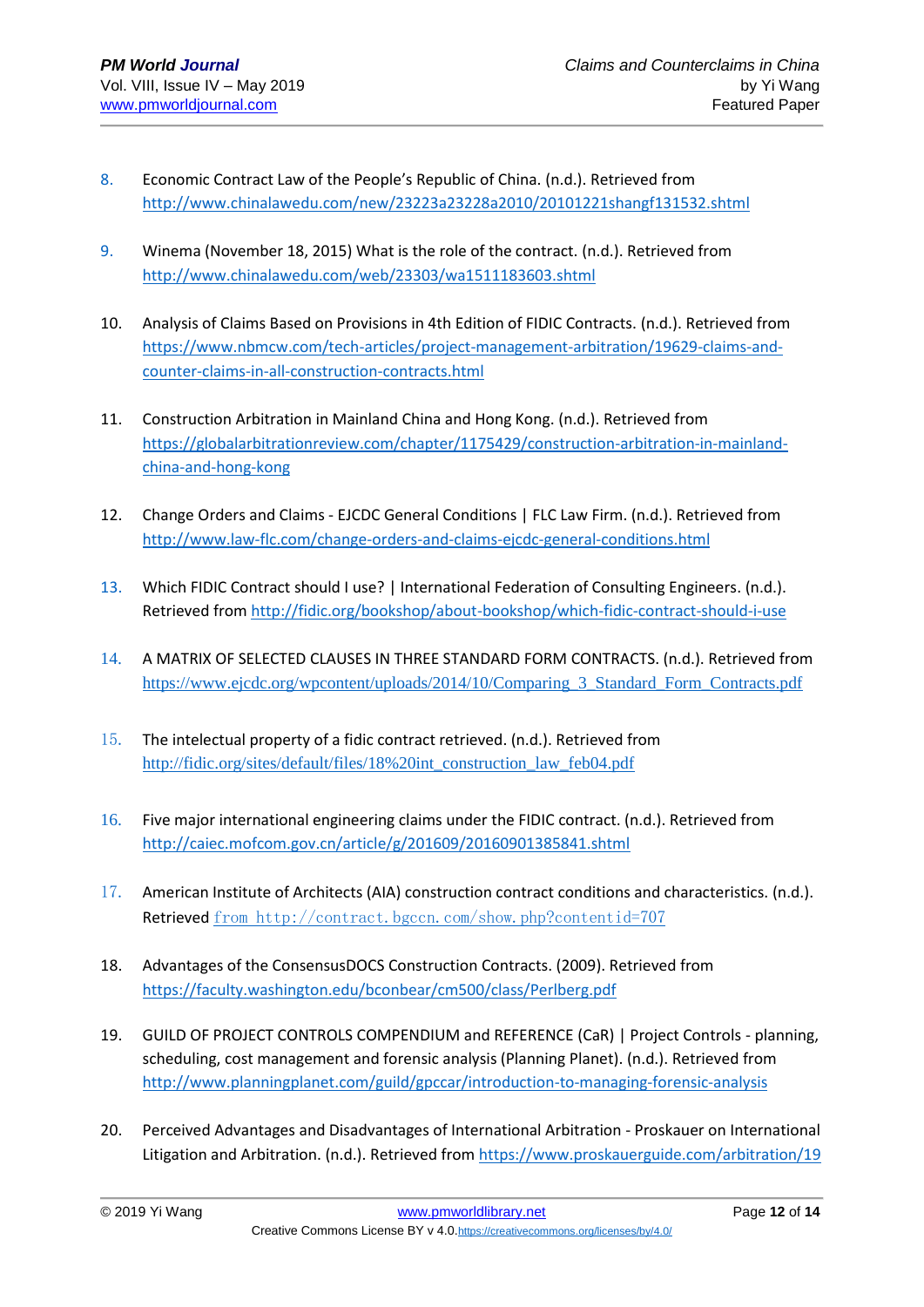8. Economic Contract Law of the People's Republic of China. (n.d.). Retrieved from http://www.chinalawedu.com/new/23223a23228a2010/20101221shangf131532.shtml

9. Winema (November 18, 2015) What is the role of the contract. (n.d.). Retrieved from http://www.chinalawedu.com/web/23303/wa1511183603.shtml

10. Analysis of Claims Based on Provisions in 4th Edition of FIDIC Contracts. (n.d.). Retrieved from https://www.nbmcw.com/tech-articles/project-management-arbitration/19629-claims-and-counter-claims-in-all-construction-contracts.html

11. Construction Arbitration in Mainland China and Hong Kong. (n.d.). Retrieved from https://globalarbitrationreview.com/chapter/1175429/construction-arbitration-in-mainland-china-and-hong-kong

12. Change Orders and Claims - EJCDC General Conditions | FLC Law Firm. (n.d.). Retrieved from http://www.law-flc.com/change-orders-and-claims-ejcdc-general-conditions.html

13. Which FIDIC Contract should I use? | International Federation of Consulting Engineers. (n.d.). Retrieved from http://fidic.org/bookshop/about-bookshop/which-fidic-contract-should-i-use

14. A MATRIX OF SELECTED CLAUSES IN THREE STANDARD FORM CONTRACTS. (n.d.). Retrieved from https://www.ejcdc.org/wpcontent/uploads/2014/10/Comparing_3_Standard_Form_Contracts.pdf

15. The intelectual property of a fidic contract retrieved. (n.d.). Retrieved from http://fidic.org/sites/default/files/18%20int_construction_law_feb04.pdf

16. Five major international engineering claims under the FIDIC contract. (n.d.). Retrieved from http://caiec.mofcom.gov.cn/article/g/201609/20160901385841.shtml

17. American Institute of Architects (AIA) construction contract conditions and characteristics. (n.d.). Retrieved from http://contract.bgccn.com/show.php?contentid=707

18. Advantages of the ConsensusDOCS Construction Contracts. (2009). Retrieved from https://faculty.washington.edu/bconbear/cm500/class/Perlberg.pdf

19. GUILD OF PROJECT CONTROLS COMPENDIUM and REFERENCE (CaR) | Project Controls - planning, scheduling, cost management and forensic analysis (Planning Planet). (n.d.). Retrieved from http://www.planningplanet.com/guild/gpccar/introduction-to-managing-forensic-analysis

20. Perceived Advantages and Disadvantages of International Arbitration - Proskauer on International Litigation and Arbitration. (n.d.). Retrieved from https://www.proskauerguide.com/arbitration/19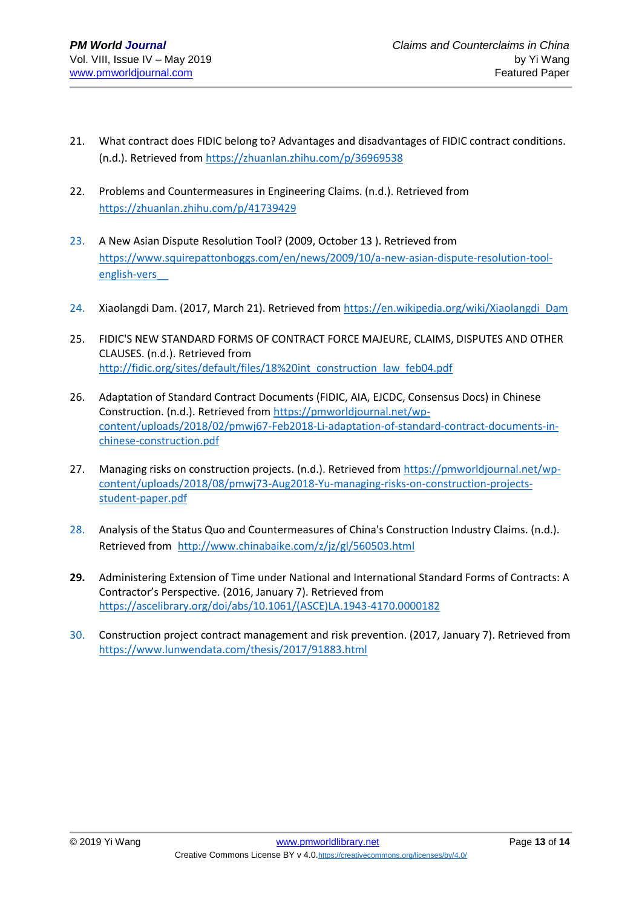21. What contract does FIDIC belong to? Advantages and disadvantages of FIDIC contract conditions. (n.d.). Retrieved from https://zhuanlan.zhihu.com/p/36969538

22. Problems and Countermeasures in Engineering Claims. (n.d.). Retrieved from https://zhuanlan.zhihu.com/p/41739429

23. A New Asian Dispute Resolution Tool? (2009, October 13 ). Retrieved from https://www.squirepattonboggs.com/en/news/2009/10/a-new-asian-dispute-resolution-tool-english-vers__

24. Xiaolangdi Dam. (2017, March 21). Retrieved from https://en.wikipedia.org/wiki/Xiaolangdi_Dam

25. FIDIC'S NEW STANDARD FORMS OF CONTRACT FORCE MAJEURE, CLAIMS, DISPUTES AND OTHER CLAUSES. (n.d.). Retrieved from http://fidic.org/sites/default/files/18%20int_construction_law_feb04.pdf

26. Adaptation of Standard Contract Documents (FIDIC, AIA, EJCDC, Consensus Docs) in Chinese Construction. (n.d.). Retrieved from https://pmworldjournal.net/wp-content/uploads/2018/02/pmwj67-Feb2018-Li-adaptation-of-standard-contract-documents-in-chinese-construction.pdf

27. Managing risks on construction projects. (n.d.). Retrieved from https://pmworldjournal.net/wp-content/uploads/2018/08/pmwj73-Aug2018-Yu-managing-risks-on-construction-projects-student-paper.pdf

28. Analysis of the Status Quo and Countermeasures of China's Construction Industry Claims. (n.d.). Retrieved from http://www.chinabaike.com/z/jz/gl/560503.html

29. Administering Extension of Time under National and International Standard Forms of Contracts: A Contractor's Perspective. (2016, January 7). Retrieved from https://ascelibrary.org/doi/abs/10.1061/(ASCE)LA.1943-4170.0000182

30. Construction project contract management and risk prevention. (2017, January 7). Retrieved from https://www.lunwendata.com/thesis/2017/91883.html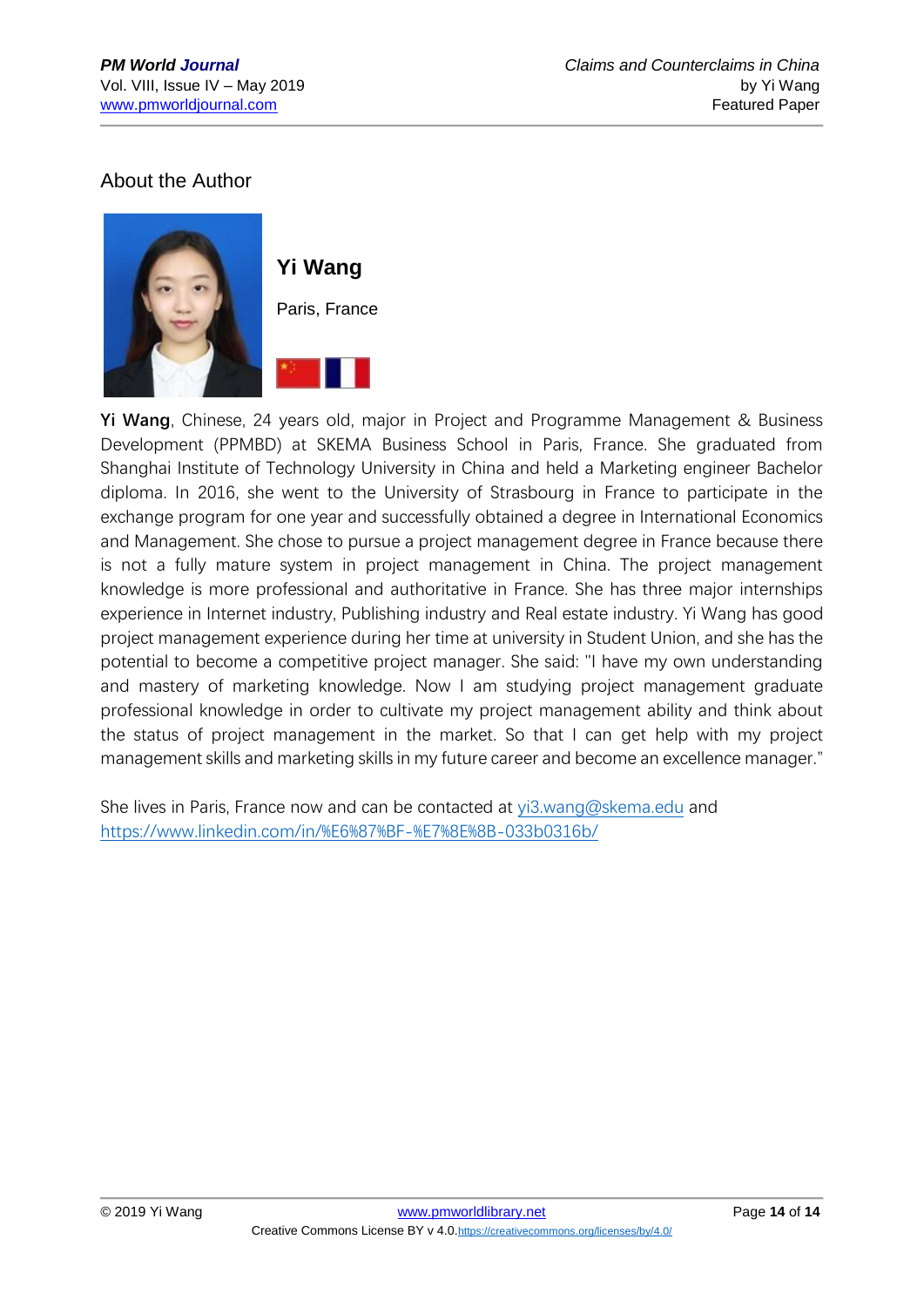## About the Author

### Yi Wang

Paris, France

**Yi Wang**, Chinese, 24 years old, major in Project and Programme Management & Business Development (PPMBD) at SKEMA Business School in Paris, France. She graduated from Shanghai Institute of Technology University in China and held a Marketing engineer Bachelor diploma. In 2016, she went to the University of Strasbourg in France to participate in the exchange program for one year and successfully obtained a degree in International Economics and Management. She chose to pursue a project management degree in France because there is not a fully mature system in project management in China. The project management knowledge is more professional and authoritative in France. She has three major internships experience in Internet industry, Publishing industry and Real estate industry. Yi Wang has good project management experience during her time at university in Student Union, and she has the potential to become a competitive project manager. She said: "I have my own understanding and mastery of marketing knowledge. Now I am studying project management graduate professional knowledge in order to cultivate my project management ability and think about the status of project management in the market. So that I can get help with my project management skills and marketing skills in my future career and become an excellence manager."

She lives in Paris, France now and can be contacted at yi3.wang@skema.edu and https://www.linkedin.com/in/%E6%87%BF-%E7%8E%8B-033b0316b/